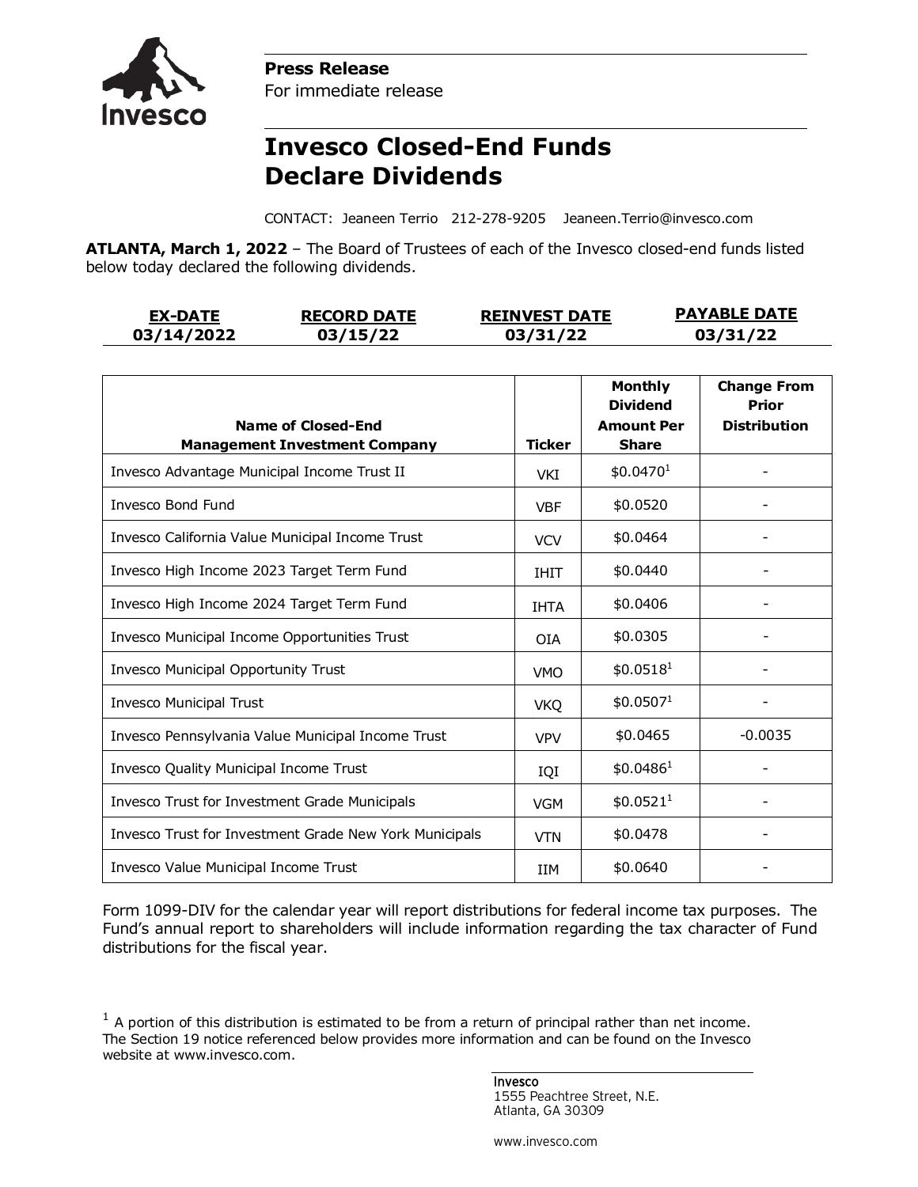**Press Release**
For immediate release

# Invesco Closed-End Funds Declare Dividends

CONTACT: Jeaneen Terrio 212-278-9205 Jeaneen.Terrio@invesco.com

**ATLANTA, March 1, 2022** – The Board of Trustees of each of the Invesco closed-end funds listed below today declared the following dividends.

| EX-DATE | RECORD DATE | REINVEST DATE | PAYABLE DATE |
|---|---|---|---|
| 03/14/2022 | 03/15/22 | 03/31/22 | 03/31/22 |

| Name of Closed-End Management Investment Company | Ticker | Monthly Dividend Amount Per Share | Change From Prior Distribution |
|---|---|---|---|
| Invesco Advantage Municipal Income Trust II | VKI | $0.0470[1] | - |
| Invesco Bond Fund | VBF | $0.0520 | - |
| Invesco California Value Municipal Income Trust | VCV | $0.0464 | - |
| Invesco High Income 2023 Target Term Fund | IHIT | $0.0440 | - |
| Invesco High Income 2024 Target Term Fund | IHTA | $0.0406 | - |
| Invesco Municipal Income Opportunities Trust | OIA | $0.0305 | - |
| Invesco Municipal Opportunity Trust | VMO | $0.0518[1] | - |
| Invesco Municipal Trust | VKQ | $0.0507[1] | - |
| Invesco Pennsylvania Value Municipal Income Trust | VPV | $0.0465 | -0.0035 |
| Invesco Quality Municipal Income Trust | IQI | $0.0486[1] | - |
| Invesco Trust for Investment Grade Municipals | VGM | $0.0521[1] | - |
| Invesco Trust for Investment Grade New York Municipals | VTN | $0.0478 | - |
| Invesco Value Municipal Income Trust | IIM | $0.0640 | - |

Form 1099-DIV for the calendar year will report distributions for federal income tax purposes. The Fund's annual report to shareholders will include information regarding the tax character of Fund distributions for the fiscal year.

[1] A portion of this distribution is estimated to be from a return of principal rather than net income. The Section 19 notice referenced below provides more information and can be found on the Invesco website at www.invesco.com.

Invesco
1555 Peachtree Street, N.E.
Atlanta, GA 30309

www.invesco.com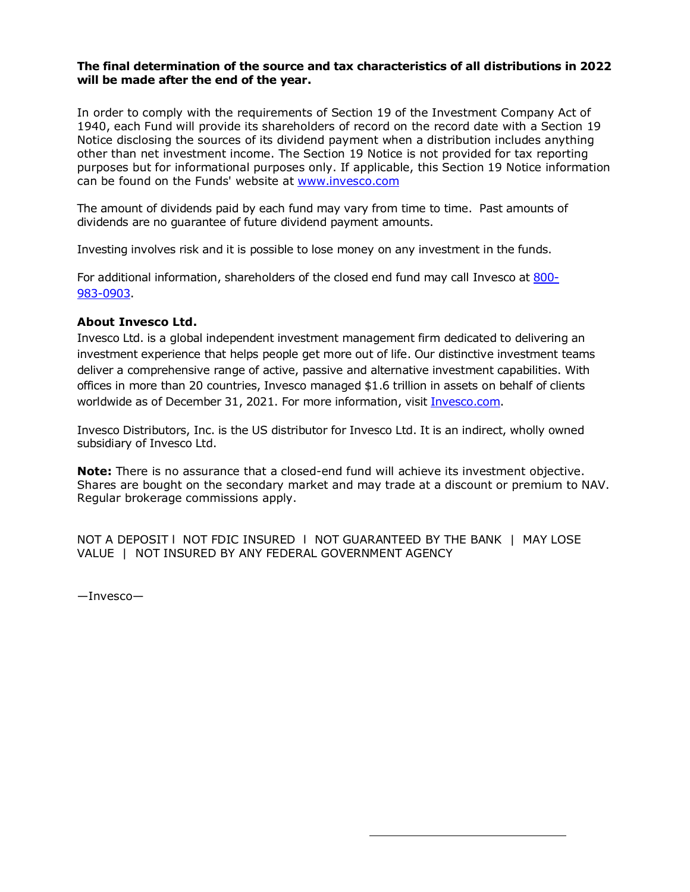**The final determination of the source and tax characteristics of all distributions in 2022 will be made after the end of the year.**

In order to comply with the requirements of Section 19 of the Investment Company Act of 1940, each Fund will provide its shareholders of record on the record date with a Section 19 Notice disclosing the sources of its dividend payment when a distribution includes anything other than net investment income. The Section 19 Notice is not provided for tax reporting purposes but for informational purposes only. If applicable, this Section 19 Notice information can be found on the Funds' website at www.invesco.com

The amount of dividends paid by each fund may vary from time to time. Past amounts of dividends are no guarantee of future dividend payment amounts.

Investing involves risk and it is possible to lose money on any investment in the funds.

For additional information, shareholders of the closed end fund may call Invesco at 800-983-0903.

**About Invesco Ltd.**

Invesco Ltd. is a global independent investment management firm dedicated to delivering an investment experience that helps people get more out of life. Our distinctive investment teams deliver a comprehensive range of active, passive and alternative investment capabilities. With offices in more than 20 countries, Invesco managed $1.6 trillion in assets on behalf of clients worldwide as of December 31, 2021. For more information, visit Invesco.com.

Invesco Distributors, Inc. is the US distributor for Invesco Ltd. It is an indirect, wholly owned subsidiary of Invesco Ltd.

**Note:** There is no assurance that a closed-end fund will achieve its investment objective. Shares are bought on the secondary market and may trade at a discount or premium to NAV. Regular brokerage commissions apply.

NOT A DEPOSIT l NOT FDIC INSURED l NOT GUARANTEED BY THE BANK | MAY LOSE VALUE | NOT INSURED BY ANY FEDERAL GOVERNMENT AGENCY

—Invesco—